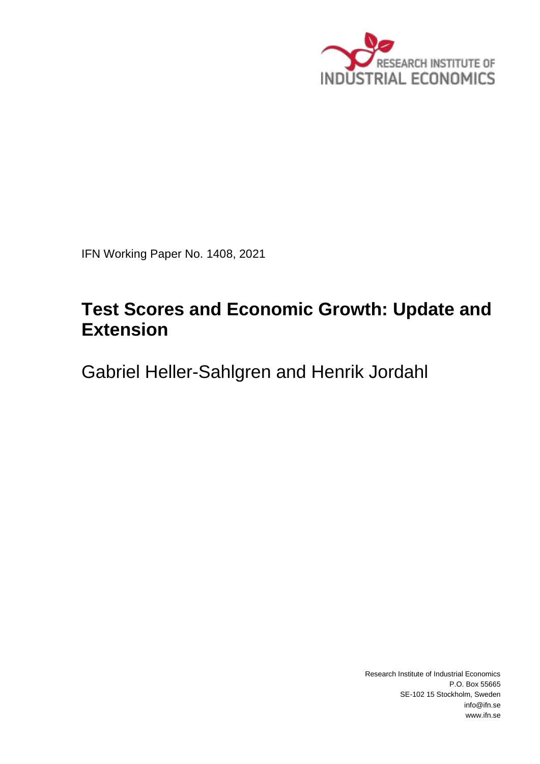RESEARCH INSTITUTE OF INDUSTRIAL ECONOMICS

IFN Working Paper No. 1408, 2021

# Test Scores and Economic Growth: Update and Extension

Gabriel Heller-Sahlgren and Henrik Jordahl

Research Institute of Industrial Economics
P.O. Box 55665
SE-102 15 Stockholm, Sweden
info@ifn.se
www.ifn.se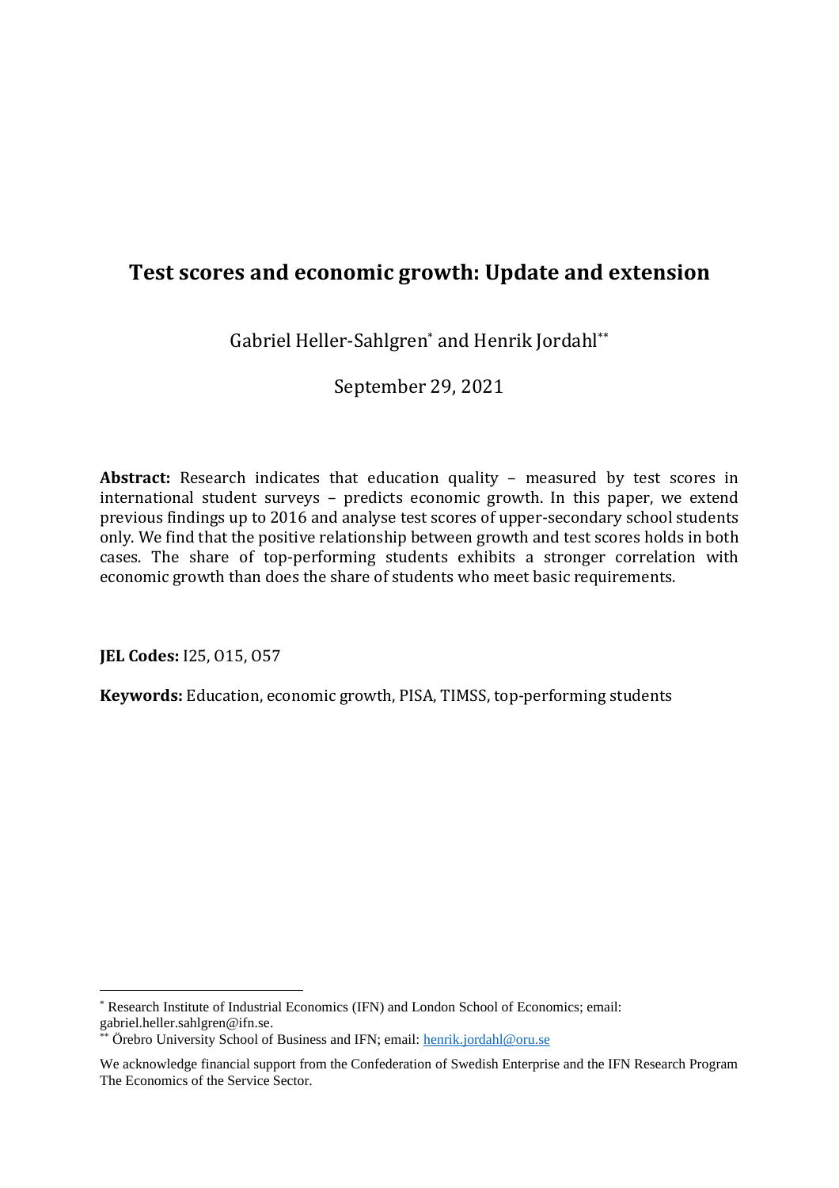# Test scores and economic growth: Update and extension

Gabriel Heller-Sahlgren[*] and Henrik Jordahl[**]

September 29, 2021

**Abstract:** Research indicates that education quality – measured by test scores in international student surveys – predicts economic growth. In this paper, we extend previous findings up to 2016 and analyse test scores of upper-secondary school students only. We find that the positive relationship between growth and test scores holds in both cases. The share of top-performing students exhibits a stronger correlation with economic growth than does the share of students who meet basic requirements.

**JEL Codes:** I25, O15, O57

**Keywords:** Education, economic growth, PISA, TIMSS, top-performing students

[*] Research Institute of Industrial Economics (IFN) and London School of Economics; email: gabriel.heller.sahlgren@ifn.se.

[**] Örebro University School of Business and IFN; email: henrik.jordahl@oru.se

We acknowledge financial support from the Confederation of Swedish Enterprise and the IFN Research Program The Economics of the Service Sector.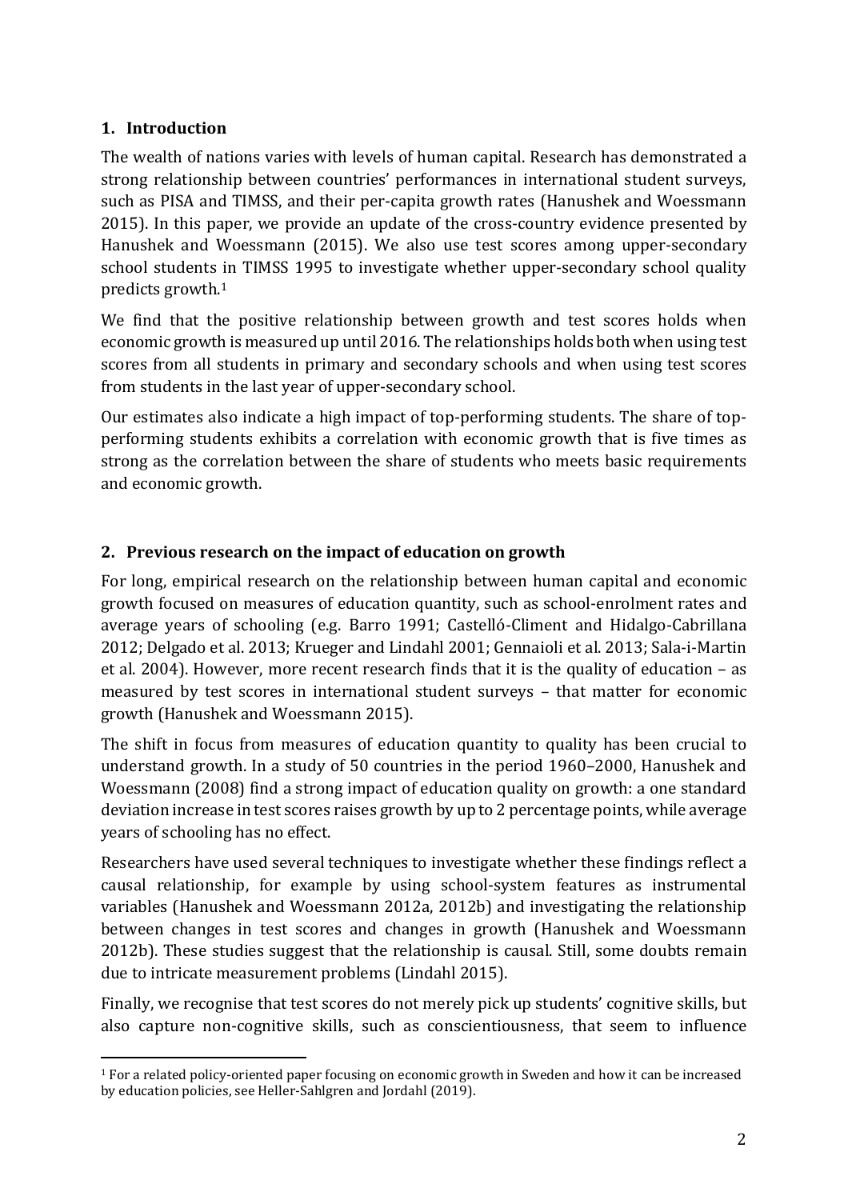## 1. Introduction

The wealth of nations varies with levels of human capital. Research has demonstrated a strong relationship between countries' performances in international student surveys, such as PISA and TIMSS, and their per-capita growth rates (Hanushek and Woessmann 2015). In this paper, we provide an update of the cross-country evidence presented by Hanushek and Woessmann (2015). We also use test scores among upper-secondary school students in TIMSS 1995 to investigate whether upper-secondary school quality predicts growth.[1]

We find that the positive relationship between growth and test scores holds when economic growth is measured up until 2016. The relationships holds both when using test scores from all students in primary and secondary schools and when using test scores from students in the last year of upper-secondary school.

Our estimates also indicate a high impact of top-performing students. The share of top-performing students exhibits a correlation with economic growth that is five times as strong as the correlation between the share of students who meets basic requirements and economic growth.

## 2. Previous research on the impact of education on growth

For long, empirical research on the relationship between human capital and economic growth focused on measures of education quantity, such as school-enrolment rates and average years of schooling (e.g. Barro 1991; Castelló-Climent and Hidalgo-Cabrillana 2012; Delgado et al. 2013; Krueger and Lindahl 2001; Gennaioli et al. 2013; Sala-i-Martin et al. 2004). However, more recent research finds that it is the quality of education – as measured by test scores in international student surveys – that matter for economic growth (Hanushek and Woessmann 2015).

The shift in focus from measures of education quantity to quality has been crucial to understand growth. In a study of 50 countries in the period 1960–2000, Hanushek and Woessmann (2008) find a strong impact of education quality on growth: a one standard deviation increase in test scores raises growth by up to 2 percentage points, while average years of schooling has no effect.

Researchers have used several techniques to investigate whether these findings reflect a causal relationship, for example by using school-system features as instrumental variables (Hanushek and Woessmann 2012a, 2012b) and investigating the relationship between changes in test scores and changes in growth (Hanushek and Woessmann 2012b). These studies suggest that the relationship is causal. Still, some doubts remain due to intricate measurement problems (Lindahl 2015).

Finally, we recognise that test scores do not merely pick up students' cognitive skills, but also capture non-cognitive skills, such as conscientiousness, that seem to influence

[1] For a related policy-oriented paper focusing on economic growth in Sweden and how it can be increased by education policies, see Heller-Sahlgren and Jordahl (2019).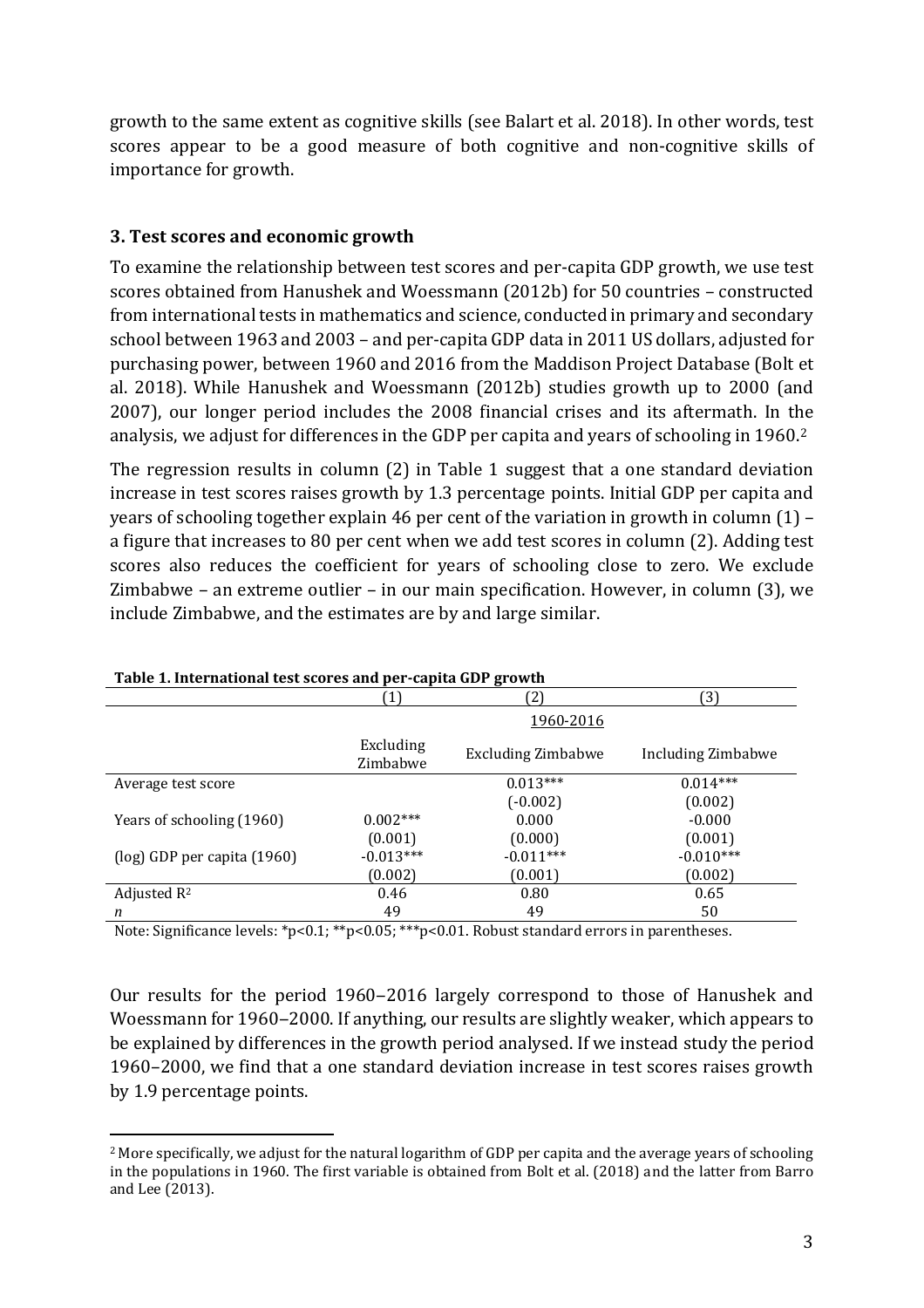growth to the same extent as cognitive skills (see Balart et al. 2018). In other words, test scores appear to be a good measure of both cognitive and non-cognitive skills of importance for growth.

### 3. Test scores and economic growth

To examine the relationship between test scores and per-capita GDP growth, we use test scores obtained from Hanushek and Woessmann (2012b) for 50 countries – constructed from international tests in mathematics and science, conducted in primary and secondary school between 1963 and 2003 – and per-capita GDP data in 2011 US dollars, adjusted for purchasing power, between 1960 and 2016 from the Maddison Project Database (Bolt et al. 2018). While Hanushek and Woessmann (2012b) studies growth up to 2000 (and 2007), our longer period includes the 2008 financial crises and its aftermath. In the analysis, we adjust for differences in the GDP per capita and years of schooling in 1960.[2]

The regression results in column (2) in Table 1 suggest that a one standard deviation increase in test scores raises growth by 1.3 percentage points. Initial GDP per capita and years of schooling together explain 46 per cent of the variation in growth in column (1) – a figure that increases to 80 per cent when we add test scores in column (2). Adding test scores also reduces the coefficient for years of schooling close to zero. We exclude Zimbabwe – an extreme outlier – in our main specification. However, in column (3), we include Zimbabwe, and the estimates are by and large similar.

**Table 1. International test scores and per-capita GDP growth**

| | (1) | (2) | (3) |
|---|---|---|---|
| | | 1960-2016 | |
| | Excluding Zimbabwe | Excluding Zimbabwe | Including Zimbabwe |
| Average test score | | 0.013*** | 0.014*** |
| | | (-0.002) | (0.002) |
| Years of schooling (1960) | 0.002*** | 0.000 | -0.000 |
| | (0.001) | (0.000) | (0.001) |
| (log) GDP per capita (1960) | -0.013*** | -0.011*** | -0.010*** |
| | (0.002) | (0.001) | (0.002) |
| Adjusted $R^2$ | 0.46 | 0.80 | 0.65 |
| $n$ | 49 | 49 | 50 |

Note: Significance levels: *p<0.1; **p<0.05; ***p<0.01. Robust standard errors in parentheses.

Our results for the period 1960–2016 largely correspond to those of Hanushek and Woessmann for 1960–2000. If anything, our results are slightly weaker, which appears to be explained by differences in the growth period analysed. If we instead study the period 1960–2000, we find that a one standard deviation increase in test scores raises growth by 1.9 percentage points.

[2] More specifically, we adjust for the natural logarithm of GDP per capita and the average years of schooling in the populations in 1960. The first variable is obtained from Bolt et al. (2018) and the latter from Barro and Lee (2013).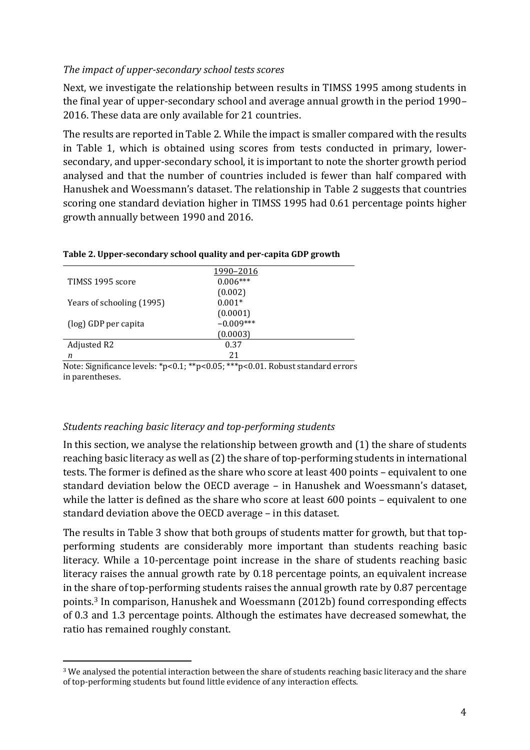*The impact of upper-secondary school tests scores*

Next, we investigate the relationship between results in TIMSS 1995 among students in the final year of upper-secondary school and average annual growth in the period 1990–2016. These data are only available for 21 countries.

The results are reported in Table 2. While the impact is smaller compared with the results in Table 1, which is obtained using scores from tests conducted in primary, lower-secondary, and upper-secondary school, it is important to note the shorter growth period analysed and that the number of countries included is fewer than half compared with Hanushek and Woessmann's dataset. The relationship in Table 2 suggests that countries scoring one standard deviation higher in TIMSS 1995 had 0.61 percentage points higher growth annually between 1990 and 2016.

**Table 2. Upper-secondary school quality and per-capita GDP growth**

| | 1990–2016 |
|---|---|
| TIMSS 1995 score | 0.006*** |
| | (0.002) |
| Years of schooling (1995) | 0.001* |
| | (0.0001) |
| (log) GDP per capita | −0.009*** |
| | (0.0003) |
| Adjusted R2 | 0.37 |
| *n* | 21 |

Note: Significance levels: *p<0.1; **p<0.05; ***p<0.01. Robust standard errors in parentheses.

*Students reaching basic literacy and top-performing students*

In this section, we analyse the relationship between growth and (1) the share of students reaching basic literacy as well as (2) the share of top-performing students in international tests. The former is defined as the share who score at least 400 points – equivalent to one standard deviation below the OECD average – in Hanushek and Woessmann's dataset, while the latter is defined as the share who score at least 600 points – equivalent to one standard deviation above the OECD average – in this dataset.

The results in Table 3 show that both groups of students matter for growth, but that top-performing students are considerably more important than students reaching basic literacy. While a 10-percentage point increase in the share of students reaching basic literacy raises the annual growth rate by 0.18 percentage points, an equivalent increase in the share of top-performing students raises the annual growth rate by 0.87 percentage points.[3] In comparison, Hanushek and Woessmann (2012b) found corresponding effects of 0.3 and 1.3 percentage points. Although the estimates have decreased somewhat, the ratio has remained roughly constant.

[3] We analysed the potential interaction between the share of students reaching basic literacy and the share of top-performing students but found little evidence of any interaction effects.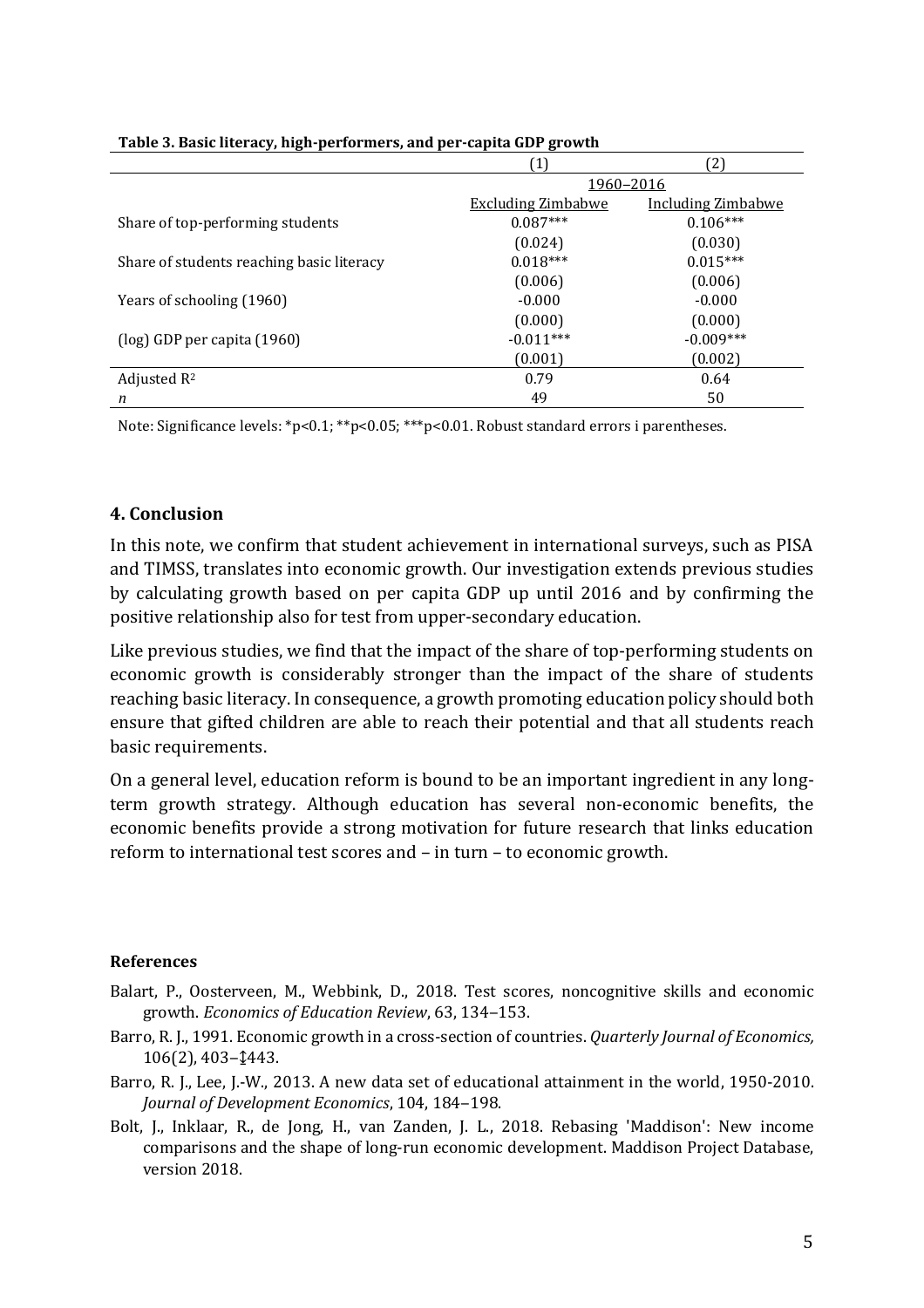**Table 3. Basic literacy, high-performers, and per-capita GDP growth**

| | (1) | (2) |
|---|---|---|
| | 1960–2016 | |
| | Excluding Zimbabwe | Including Zimbabwe |
| Share of top-performing students | 0.087*** | 0.106*** |
| | (0.024) | (0.030) |
| Share of students reaching basic literacy | 0.018*** | 0.015*** |
| | (0.006) | (0.006) |
| Years of schooling (1960) | -0.000 | -0.000 |
| | (0.000) | (0.000) |
| (log) GDP per capita (1960) | -0.011*** | -0.009*** |
| | (0.001) | (0.002) |
| Adjusted $R^2$ | 0.79 | 0.64 |
| $n$ | 49 | 50 |

Note: Significance levels: *p<0.1; **p<0.05; ***p<0.01. Robust standard errors i parentheses.

## 4. Conclusion

In this note, we confirm that student achievement in international surveys, such as PISA and TIMSS, translates into economic growth. Our investigation extends previous studies by calculating growth based on per capita GDP up until 2016 and by confirming the positive relationship also for test from upper-secondary education.

Like previous studies, we find that the impact of the share of top-performing students on economic growth is considerably stronger than the impact of the share of students reaching basic literacy. In consequence, a growth promoting education policy should both ensure that gifted children are able to reach their potential and that all students reach basic requirements.

On a general level, education reform is bound to be an important ingredient in any long-term growth strategy. Although education has several non-economic benefits, the economic benefits provide a strong motivation for future research that links education reform to international test scores and – in turn – to economic growth.

**References**

Balart, P., Oosterveen, M., Webbink, D., 2018. Test scores, noncognitive skills and economic growth. *Economics of Education Review*, 63, 134–153.

Barro, R. J., 1991. Economic growth in a cross-section of countries. *Quarterly Journal of Economics,* 106(2), 403–443.

Barro, R. J., Lee, J.-W., 2013. A new data set of educational attainment in the world, 1950-2010. *Journal of Development Economics*, 104, 184–198.

Bolt, J., Inklaar, R., de Jong, H., van Zanden, J. L., 2018. Rebasing 'Maddison': New income comparisons and the shape of long-run economic development. Maddison Project Database, version 2018.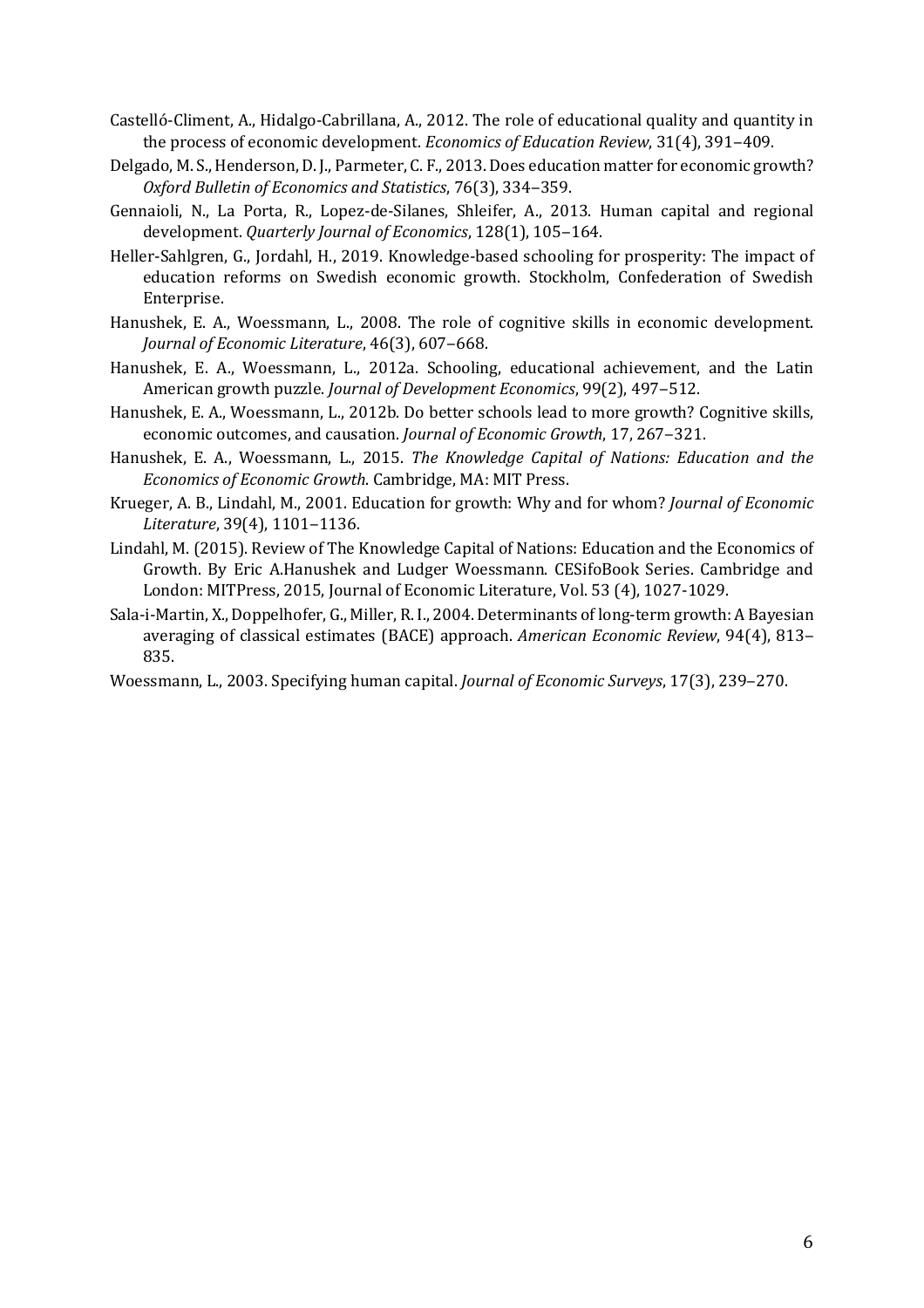Castelló-Climent, A., Hidalgo-Cabrillana, A., 2012. The role of educational quality and quantity in the process of economic development. *Economics of Education Review*, 31(4), 391–409.

Delgado, M. S., Henderson, D. J., Parmeter, C. F., 2013. Does education matter for economic growth? *Oxford Bulletin of Economics and Statistics*, 76(3), 334–359.

Gennaioli, N., La Porta, R., Lopez-de-Silanes, Shleifer, A., 2013. Human capital and regional development. *Quarterly Journal of Economics*, 128(1), 105–164.

Heller-Sahlgren, G., Jordahl, H., 2019. Knowledge-based schooling for prosperity: The impact of education reforms on Swedish economic growth. Stockholm, Confederation of Swedish Enterprise.

Hanushek, E. A., Woessmann, L., 2008. The role of cognitive skills in economic development. *Journal of Economic Literature*, 46(3), 607–668.

Hanushek, E. A., Woessmann, L., 2012a. Schooling, educational achievement, and the Latin American growth puzzle. *Journal of Development Economics*, 99(2), 497–512.

Hanushek, E. A., Woessmann, L., 2012b. Do better schools lead to more growth? Cognitive skills, economic outcomes, and causation. *Journal of Economic Growth*, 17, 267–321.

Hanushek, E. A., Woessmann, L., 2015. *The Knowledge Capital of Nations: Education and the Economics of Economic Growth*. Cambridge, MA: MIT Press.

Krueger, A. B., Lindahl, M., 2001. Education for growth: Why and for whom? *Journal of Economic Literature*, 39(4), 1101–1136.

Lindahl, M. (2015). Review of The Knowledge Capital of Nations: Education and the Economics of Growth. By Eric A.Hanushek and Ludger Woessmann. CESifoBook Series. Cambridge and London: MITPress, 2015, Journal of Economic Literature, Vol. 53 (4), 1027-1029.

Sala-i-Martin, X., Doppelhofer, G., Miller, R. I., 2004. Determinants of long-term growth: A Bayesian averaging of classical estimates (BACE) approach. *American Economic Review*, 94(4), 813–835.

Woessmann, L., 2003. Specifying human capital. *Journal of Economic Surveys*, 17(3), 239–270.